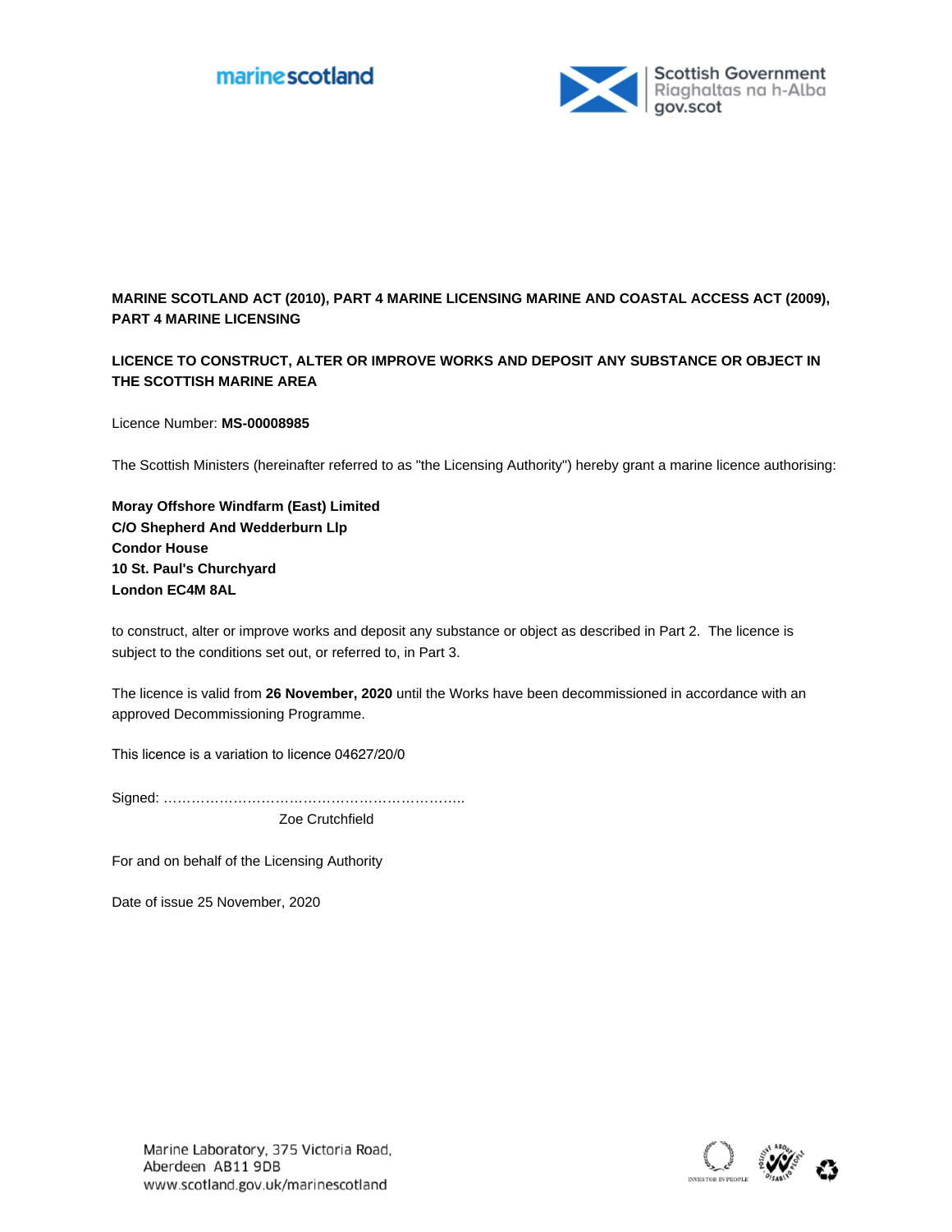**MARINE SCOTLAND ACT (2010), PART 4 MARINE LICENSING MARINE AND COASTAL ACCESS ACT (2009), PART 4 MARINE LICENSING**

**LICENCE TO CONSTRUCT, ALTER OR IMPROVE WORKS AND DEPOSIT ANY SUBSTANCE OR OBJECT IN THE SCOTTISH MARINE AREA**

Licence Number: **MS-00008985**

The Scottish Ministers (hereinafter referred to as "the Licensing Authority") hereby grant a marine licence authorising:

**Moray Offshore Windfarm (East) Limited**
**C/O Shepherd And Wedderburn Llp**
**Condor House**
**10 St. Paul's Churchyard**
**London EC4M 8AL**

to construct, alter or improve works and deposit any substance or object as described in Part 2. The licence is subject to the conditions set out, or referred to, in Part 3.

The licence is valid from **26 November, 2020** until the Works have been decommissioned in accordance with an approved Decommissioning Programme.

This licence is a variation to licence 04627/20/0

Signed: …………………………………………………………..

Zoe Crutchfield

For and on behalf of the Licensing Authority

Date of issue 25 November, 2020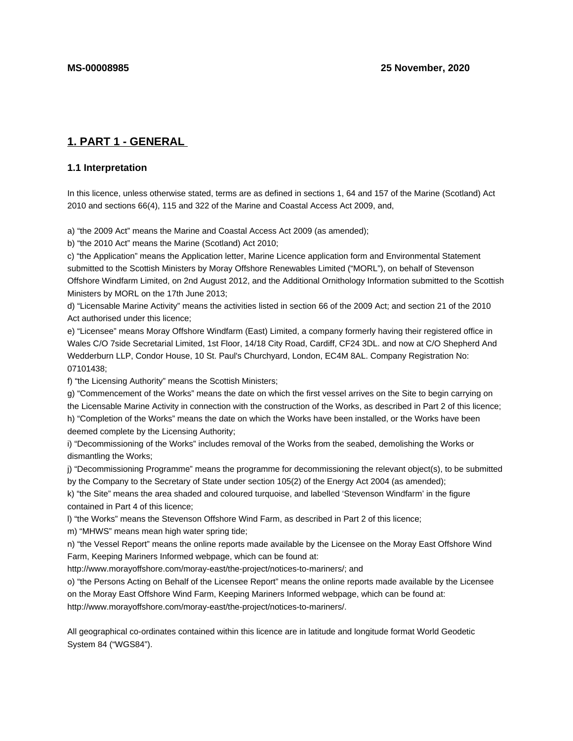**MS-00008985 25 November, 2020**

## 1. PART 1 - GENERAL

### 1.1 Interpretation

In this licence, unless otherwise stated, terms are as defined in sections 1, 64 and 157 of the Marine (Scotland) Act 2010 and sections 66(4), 115 and 322 of the Marine and Coastal Access Act 2009, and,

a) “the 2009 Act” means the Marine and Coastal Access Act 2009 (as amended);
b) “the 2010 Act” means the Marine (Scotland) Act 2010;
c) “the Application” means the Application letter, Marine Licence application form and Environmental Statement submitted to the Scottish Ministers by Moray Offshore Renewables Limited (“MORL”), on behalf of Stevenson Offshore Windfarm Limited, on 2nd August 2012, and the Additional Ornithology Information submitted to the Scottish Ministers by MORL on the 17th June 2013;
d) “Licensable Marine Activity” means the activities listed in section 66 of the 2009 Act; and section 21 of the 2010 Act authorised under this licence;
e) “Licensee” means Moray Offshore Windfarm (East) Limited, a company formerly having their registered office in Wales C/O 7side Secretarial Limited, 1st Floor, 14/18 City Road, Cardiff, CF24 3DL. and now at C/O Shepherd And Wedderburn LLP, Condor House, 10 St. Paul's Churchyard, London, EC4M 8AL. Company Registration No: 07101438;
f) “the Licensing Authority” means the Scottish Ministers;
g) “Commencement of the Works” means the date on which the first vessel arrives on the Site to begin carrying on the Licensable Marine Activity in connection with the construction of the Works, as described in Part 2 of this licence;
h) “Completion of the Works” means the date on which the Works have been installed, or the Works have been deemed complete by the Licensing Authority;
i) “Decommissioning of the Works” includes removal of the Works from the seabed, demolishing the Works or dismantling the Works;
j) “Decommissioning Programme” means the programme for decommissioning the relevant object(s), to be submitted by the Company to the Secretary of State under section 105(2) of the Energy Act 2004 (as amended);
k) “the Site” means the area shaded and coloured turquoise, and labelled ‘Stevenson Windfarm’ in the figure contained in Part 4 of this licence;
l) “the Works” means the Stevenson Offshore Wind Farm, as described in Part 2 of this licence;
m) “MHWS” means mean high water spring tide;
n) “the Vessel Report” means the online reports made available by the Licensee on the Moray East Offshore Wind Farm, Keeping Mariners Informed webpage, which can be found at:
http://www.morayoffshore.com/moray-east/the-project/notices-to-mariners/; and
o) “the Persons Acting on Behalf of the Licensee Report” means the online reports made available by the Licensee on the Moray East Offshore Wind Farm, Keeping Mariners Informed webpage, which can be found at:
http://www.morayoffshore.com/moray-east/the-project/notices-to-mariners/.

All geographical co-ordinates contained within this licence are in latitude and longitude format World Geodetic System 84 (“WGS84”).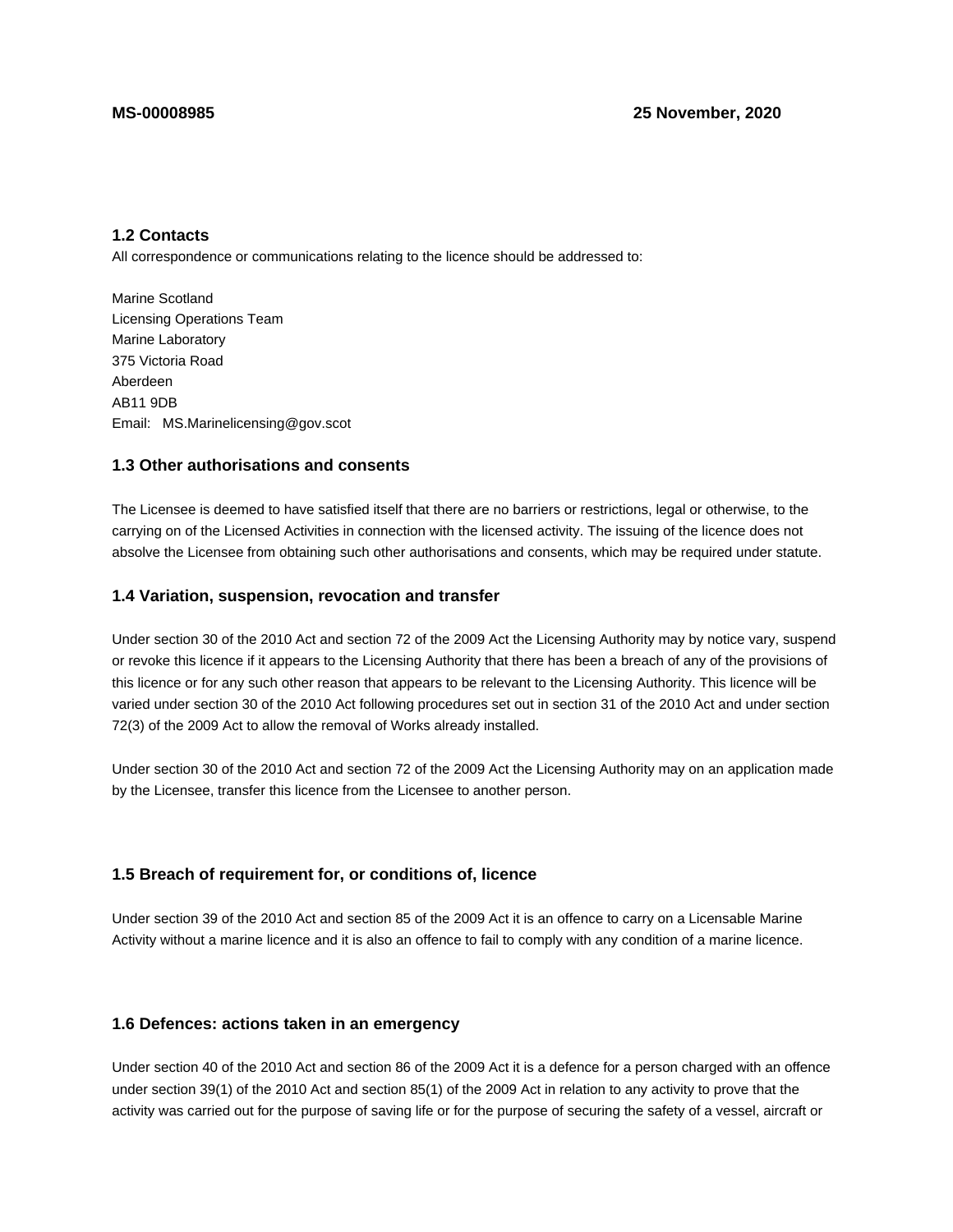### 1.2 Contacts

All correspondence or communications relating to the licence should be addressed to:

Marine Scotland
Licensing Operations Team
Marine Laboratory
375 Victoria Road
Aberdeen
AB11 9DB
Email: MS.Marinelicensing@gov.scot

### 1.3 Other authorisations and consents

The Licensee is deemed to have satisfied itself that there are no barriers or restrictions, legal or otherwise, to the carrying on of the Licensed Activities in connection with the licensed activity. The issuing of the licence does not absolve the Licensee from obtaining such other authorisations and consents, which may be required under statute.

### 1.4 Variation, suspension, revocation and transfer

Under section 30 of the 2010 Act and section 72 of the 2009 Act the Licensing Authority may by notice vary, suspend or revoke this licence if it appears to the Licensing Authority that there has been a breach of any of the provisions of this licence or for any such other reason that appears to be relevant to the Licensing Authority. This licence will be varied under section 30 of the 2010 Act following procedures set out in section 31 of the 2010 Act and under section 72(3) of the 2009 Act to allow the removal of Works already installed.

Under section 30 of the 2010 Act and section 72 of the 2009 Act the Licensing Authority may on an application made by the Licensee, transfer this licence from the Licensee to another person.

### 1.5 Breach of requirement for, or conditions of, licence

Under section 39 of the 2010 Act and section 85 of the 2009 Act it is an offence to carry on a Licensable Marine Activity without a marine licence and it is also an offence to fail to comply with any condition of a marine licence.

### 1.6 Defences: actions taken in an emergency

Under section 40 of the 2010 Act and section 86 of the 2009 Act it is a defence for a person charged with an offence under section 39(1) of the 2010 Act and section 85(1) of the 2009 Act in relation to any activity to prove that the activity was carried out for the purpose of saving life or for the purpose of securing the safety of a vessel, aircraft or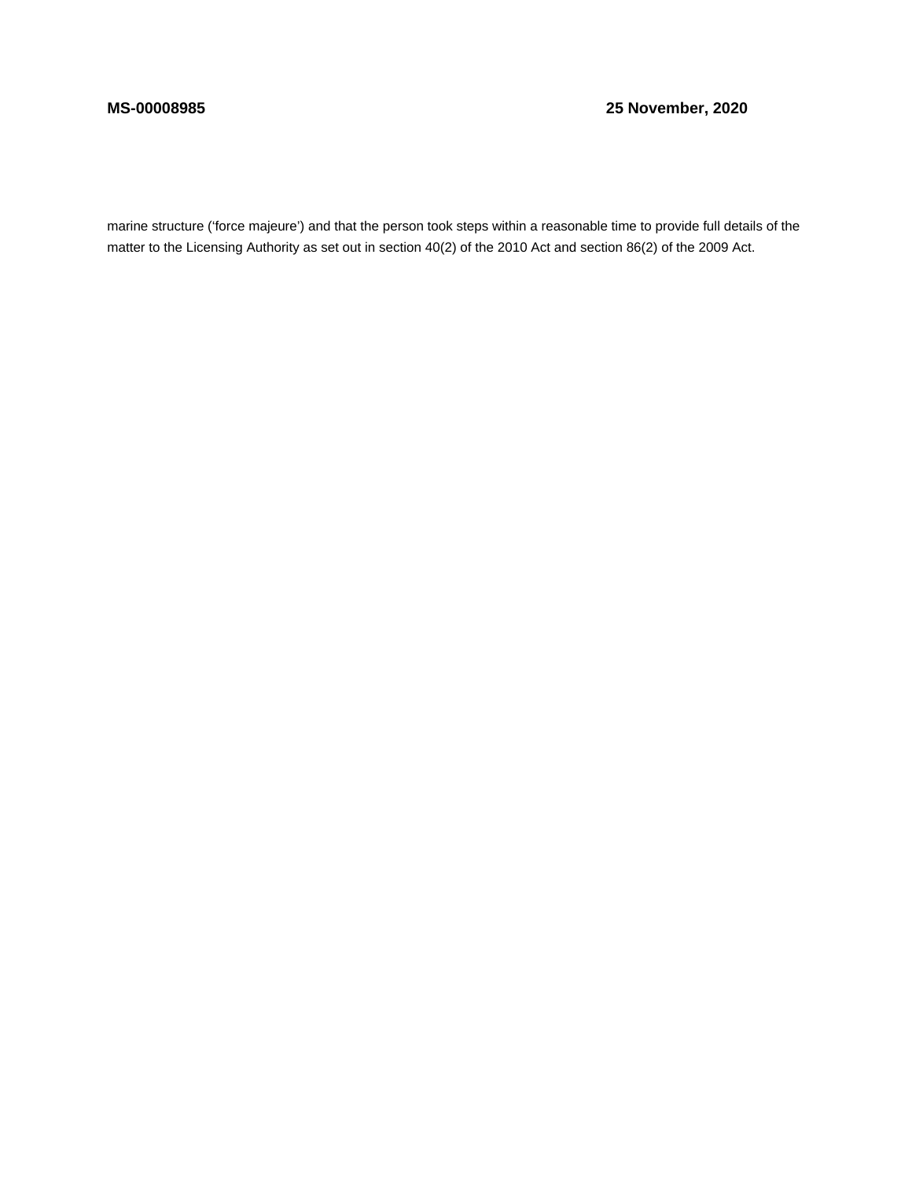marine structure (‘force majeure’) and that the person took steps within a reasonable time to provide full details of the matter to the Licensing Authority as set out in section 40(2) of the 2010 Act and section 86(2) of the 2009 Act.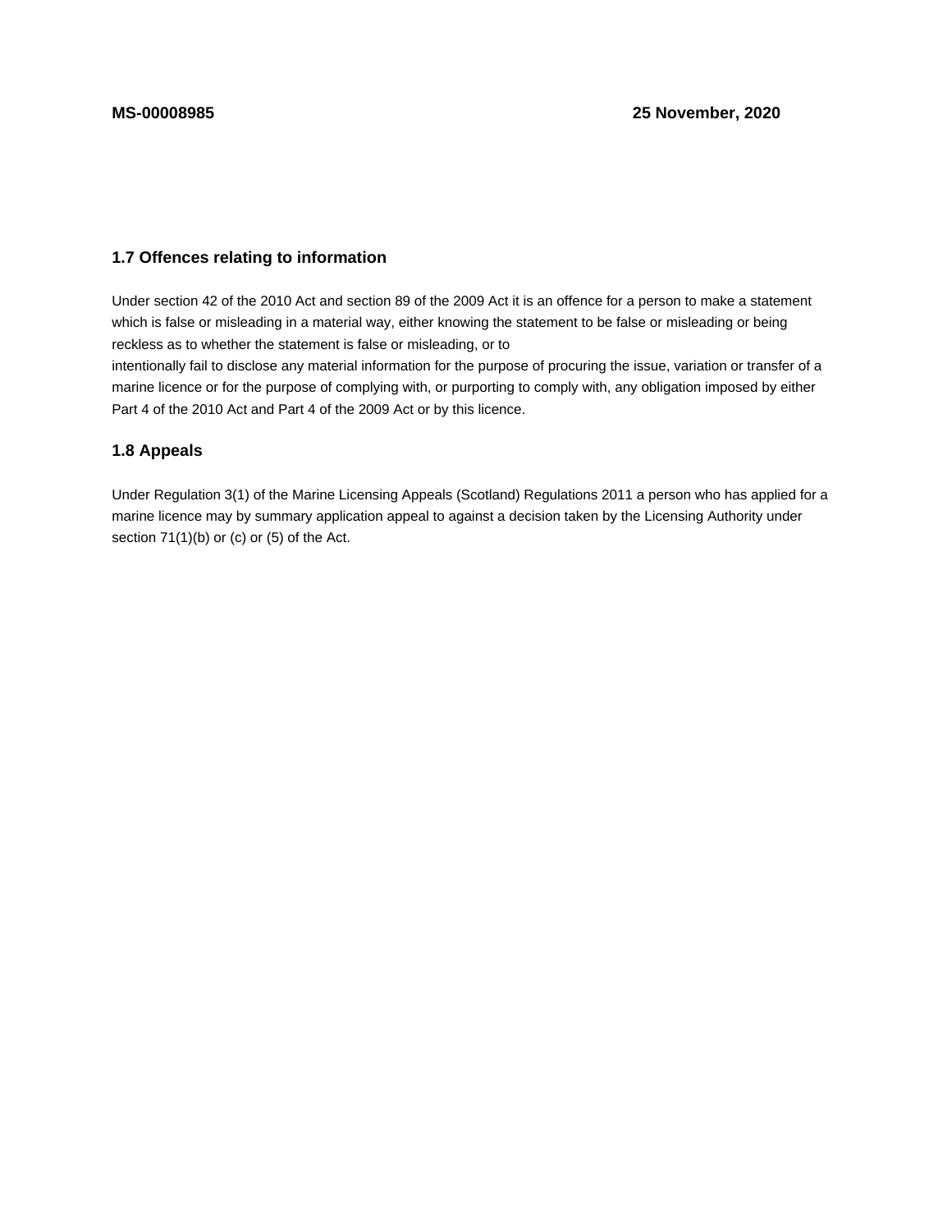### 1.7 Offences relating to information

Under section 42 of the 2010 Act and section 89 of the 2009 Act it is an offence for a person to make a statement which is false or misleading in a material way, either knowing the statement to be false or misleading or being reckless as to whether the statement is false or misleading, or to intentionally fail to disclose any material information for the purpose of procuring the issue, variation or transfer of a marine licence or for the purpose of complying with, or purporting to comply with, any obligation imposed by either Part 4 of the 2010 Act and Part 4 of the 2009 Act or by this licence.

### 1.8 Appeals

Under Regulation 3(1) of the Marine Licensing Appeals (Scotland) Regulations 2011 a person who has applied for a marine licence may by summary application appeal to against a decision taken by the Licensing Authority under section 71(1)(b) or (c) or (5) of the Act.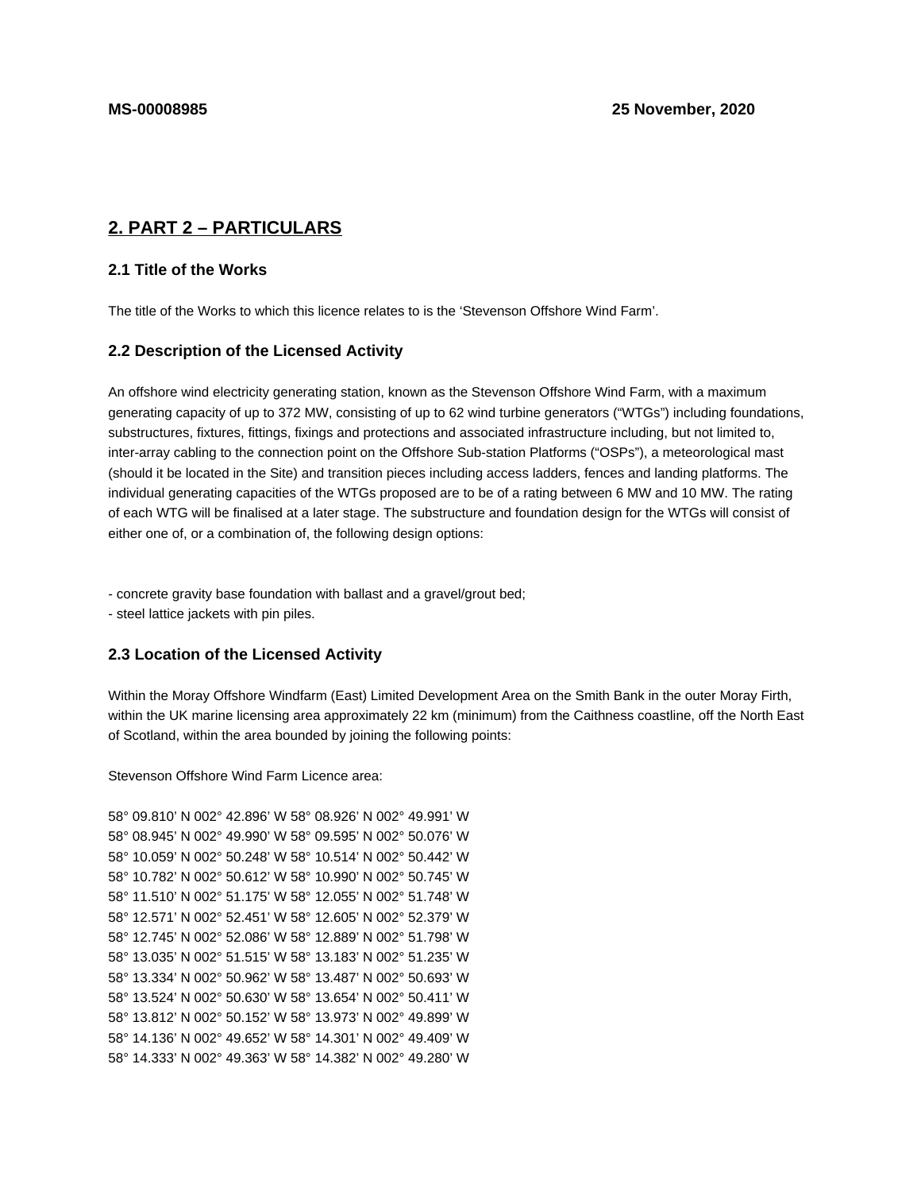MS-00008985 25 November, 2020

## 2. PART 2 – PARTICULARS

### 2.1 Title of the Works

The title of the Works to which this licence relates to is the 'Stevenson Offshore Wind Farm'.

### 2.2 Description of the Licensed Activity

An offshore wind electricity generating station, known as the Stevenson Offshore Wind Farm, with a maximum generating capacity of up to 372 MW, consisting of up to 62 wind turbine generators ("WTGs") including foundations, substructures, fixtures, fittings, fixings and protections and associated infrastructure including, but not limited to, inter-array cabling to the connection point on the Offshore Sub-station Platforms ("OSPs"), a meteorological mast (should it be located in the Site) and transition pieces including access ladders, fences and landing platforms. The individual generating capacities of the WTGs proposed are to be of a rating between 6 MW and 10 MW. The rating of each WTG will be finalised at a later stage. The substructure and foundation design for the WTGs will consist of either one of, or a combination of, the following design options:

- concrete gravity base foundation with ballast and a gravel/grout bed;
- steel lattice jackets with pin piles.

### 2.3 Location of the Licensed Activity

Within the Moray Offshore Windfarm (East) Limited Development Area on the Smith Bank in the outer Moray Firth, within the UK marine licensing area approximately 22 km (minimum) from the Caithness coastline, off the North East of Scotland, within the area bounded by joining the following points:

Stevenson Offshore Wind Farm Licence area:

58° 09.810' N 002° 42.896' W 58° 08.926' N 002° 49.991' W
58° 08.945' N 002° 49.990' W 58° 09.595' N 002° 50.076' W
58° 10.059' N 002° 50.248' W 58° 10.514' N 002° 50.442' W
58° 10.782' N 002° 50.612' W 58° 10.990' N 002° 50.745' W
58° 11.510' N 002° 51.175' W 58° 12.055' N 002° 51.748' W
58° 12.571' N 002° 52.451' W 58° 12.605' N 002° 52.379' W
58° 12.745' N 002° 52.086' W 58° 12.889' N 002° 51.798' W
58° 13.035' N 002° 51.515' W 58° 13.183' N 002° 51.235' W
58° 13.334' N 002° 50.962' W 58° 13.487' N 002° 50.693' W
58° 13.524' N 002° 50.630' W 58° 13.654' N 002° 50.411' W
58° 13.812' N 002° 50.152' W 58° 13.973' N 002° 49.899' W
58° 14.136' N 002° 49.652' W 58° 14.301' N 002° 49.409' W
58° 14.333' N 002° 49.363' W 58° 14.382' N 002° 49.280' W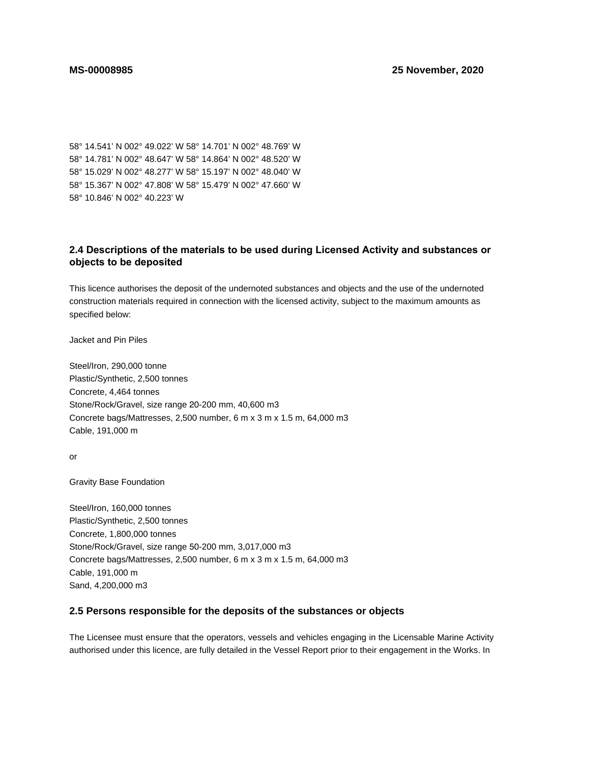58° 14.541' N 002° 49.022' W 58° 14.701' N 002° 48.769' W
58° 14.781' N 002° 48.647' W 58° 14.864' N 002° 48.520' W
58° 15.029' N 002° 48.277' W 58° 15.197' N 002° 48.040' W
58° 15.367' N 002° 47.808' W 58° 15.479' N 002° 47.660' W
58° 10.846' N 002° 40.223' W

### 2.4 Descriptions of the materials to be used during Licensed Activity and substances or objects to be deposited

This licence authorises the deposit of the undernoted substances and objects and the use of the undernoted construction materials required in connection with the licensed activity, subject to the maximum amounts as specified below:

Jacket and Pin Piles

Steel/Iron, 290,000 tonne
Plastic/Synthetic, 2,500 tonnes
Concrete, 4,464 tonnes
Stone/Rock/Gravel, size range 20-200 mm, 40,600 m3
Concrete bags/Mattresses, 2,500 number, 6 m x 3 m x 1.5 m, 64,000 m3
Cable, 191,000 m

or

Gravity Base Foundation

Steel/Iron, 160,000 tonnes
Plastic/Synthetic, 2,500 tonnes
Concrete, 1,800,000 tonnes
Stone/Rock/Gravel, size range 50-200 mm, 3,017,000 m3
Concrete bags/Mattresses, 2,500 number, 6 m x 3 m x 1.5 m, 64,000 m3
Cable, 191,000 m
Sand, 4,200,000 m3

### 2.5 Persons responsible for the deposits of the substances or objects

The Licensee must ensure that the operators, vessels and vehicles engaging in the Licensable Marine Activity authorised under this licence, are fully detailed in the Vessel Report prior to their engagement in the Works. In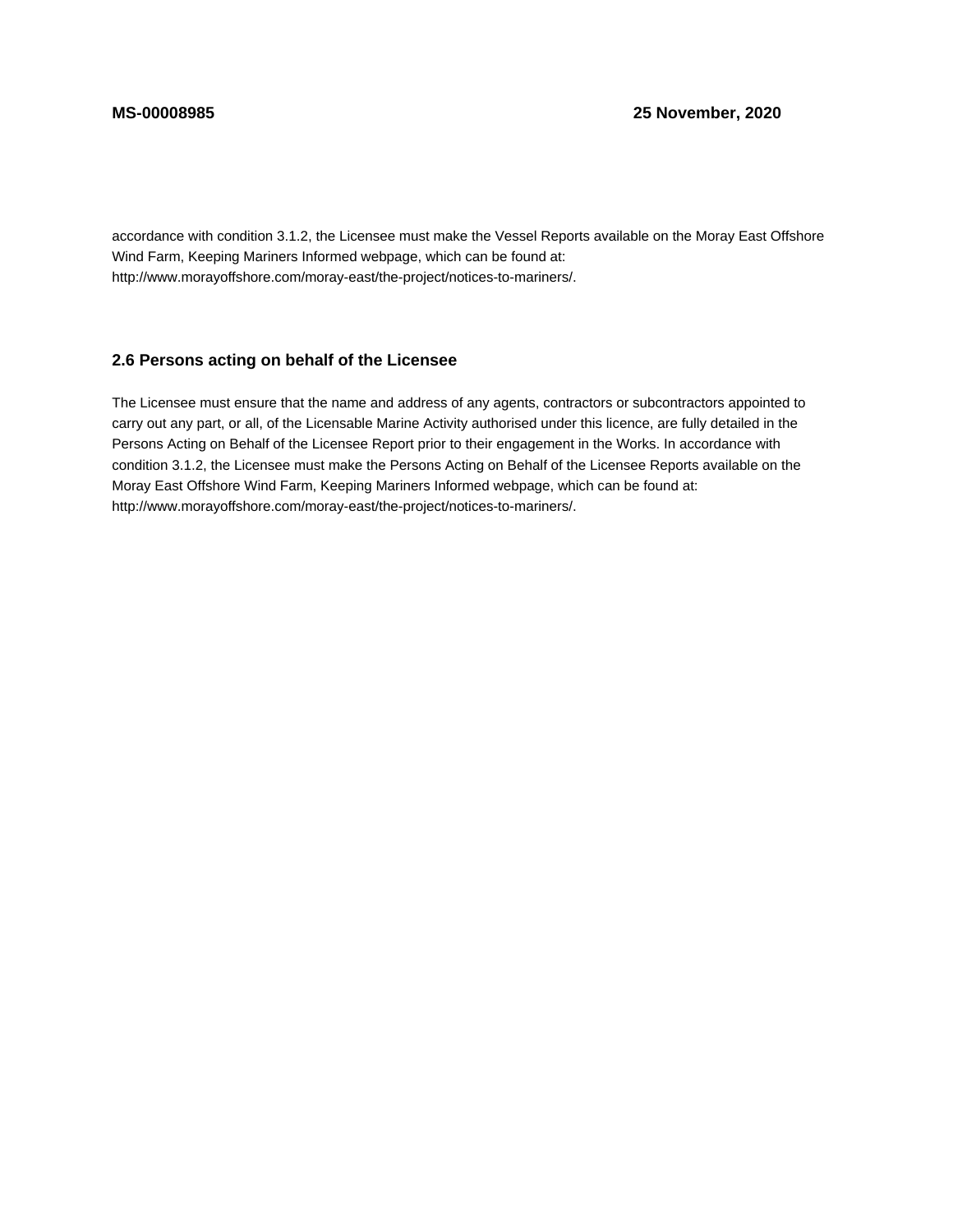accordance with condition 3.1.2, the Licensee must make the Vessel Reports available on the Moray East Offshore Wind Farm, Keeping Mariners Informed webpage, which can be found at: http://www.morayoffshore.com/moray-east/the-project/notices-to-mariners/.

### 2.6 Persons acting on behalf of the Licensee

The Licensee must ensure that the name and address of any agents, contractors or subcontractors appointed to carry out any part, or all, of the Licensable Marine Activity authorised under this licence, are fully detailed in the Persons Acting on Behalf of the Licensee Report prior to their engagement in the Works. In accordance with condition 3.1.2, the Licensee must make the Persons Acting on Behalf of the Licensee Reports available on the Moray East Offshore Wind Farm, Keeping Mariners Informed webpage, which can be found at: http://www.morayoffshore.com/moray-east/the-project/notices-to-mariners/.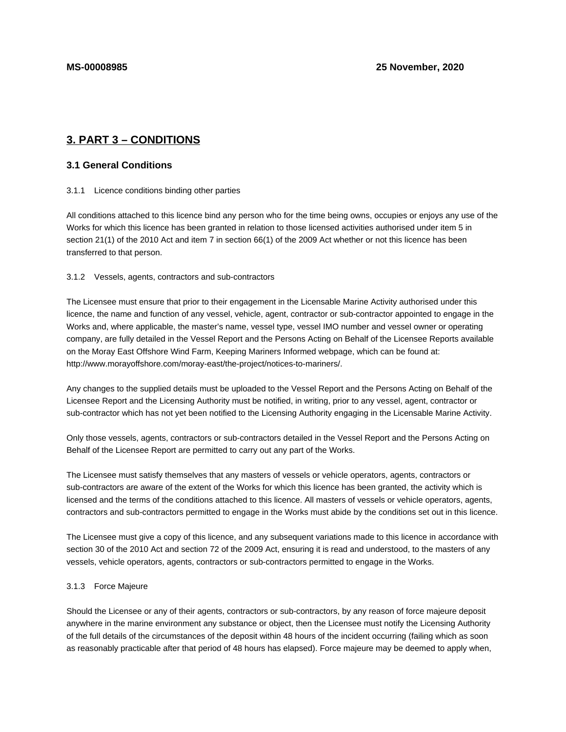## 3. PART 3 – CONDITIONS

### 3.1 General Conditions

3.1.1 Licence conditions binding other parties

All conditions attached to this licence bind any person who for the time being owns, occupies or enjoys any use of the Works for which this licence has been granted in relation to those licensed activities authorised under item 5 in section 21(1) of the 2010 Act and item 7 in section 66(1) of the 2009 Act whether or not this licence has been transferred to that person.

3.1.2 Vessels, agents, contractors and sub-contractors

The Licensee must ensure that prior to their engagement in the Licensable Marine Activity authorised under this licence, the name and function of any vessel, vehicle, agent, contractor or sub-contractor appointed to engage in the Works and, where applicable, the master's name, vessel type, vessel IMO number and vessel owner or operating company, are fully detailed in the Vessel Report and the Persons Acting on Behalf of the Licensee Reports available on the Moray East Offshore Wind Farm, Keeping Mariners Informed webpage, which can be found at: http://www.morayoffshore.com/moray-east/the-project/notices-to-mariners/.

Any changes to the supplied details must be uploaded to the Vessel Report and the Persons Acting on Behalf of the Licensee Report and the Licensing Authority must be notified, in writing, prior to any vessel, agent, contractor or sub-contractor which has not yet been notified to the Licensing Authority engaging in the Licensable Marine Activity.

Only those vessels, agents, contractors or sub-contractors detailed in the Vessel Report and the Persons Acting on Behalf of the Licensee Report are permitted to carry out any part of the Works.

The Licensee must satisfy themselves that any masters of vessels or vehicle operators, agents, contractors or sub-contractors are aware of the extent of the Works for which this licence has been granted, the activity which is licensed and the terms of the conditions attached to this licence. All masters of vessels or vehicle operators, agents, contractors and sub-contractors permitted to engage in the Works must abide by the conditions set out in this licence.

The Licensee must give a copy of this licence, and any subsequent variations made to this licence in accordance with section 30 of the 2010 Act and section 72 of the 2009 Act, ensuring it is read and understood, to the masters of any vessels, vehicle operators, agents, contractors or sub-contractors permitted to engage in the Works.

3.1.3 Force Majeure

Should the Licensee or any of their agents, contractors or sub-contractors, by any reason of force majeure deposit anywhere in the marine environment any substance or object, then the Licensee must notify the Licensing Authority of the full details of the circumstances of the deposit within 48 hours of the incident occurring (failing which as soon as reasonably practicable after that period of 48 hours has elapsed). Force majeure may be deemed to apply when,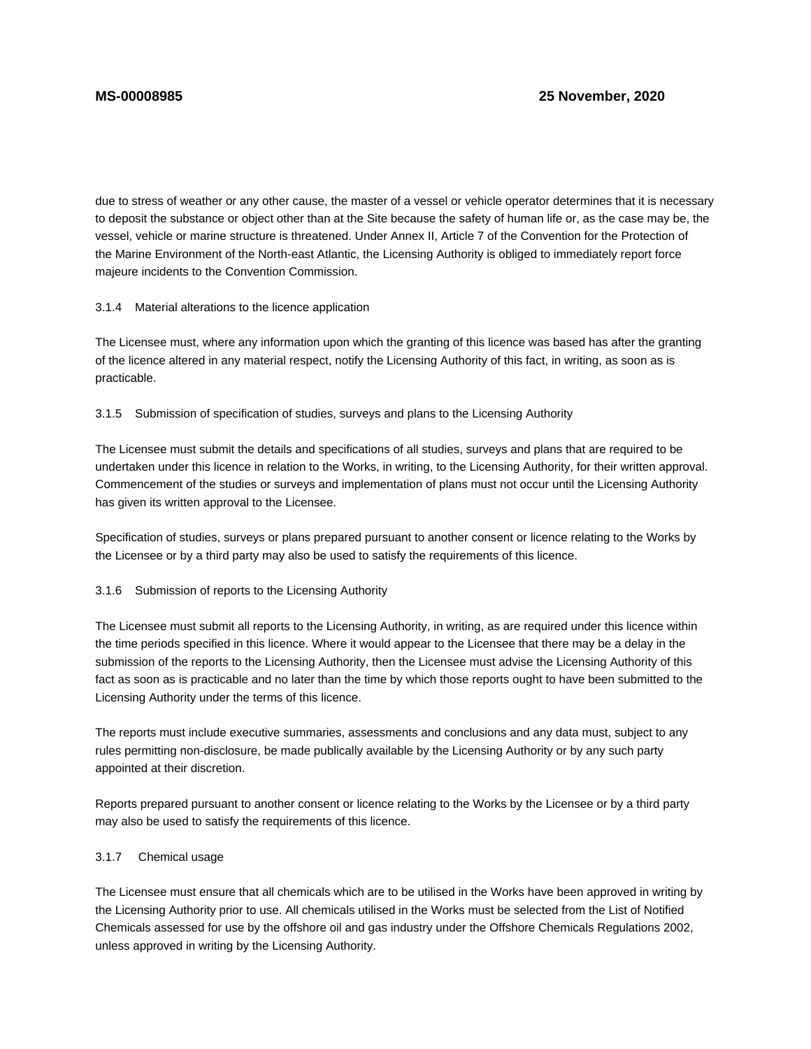due to stress of weather or any other cause, the master of a vessel or vehicle operator determines that it is necessary to deposit the substance or object other than at the Site because the safety of human life or, as the case may be, the vessel, vehicle or marine structure is threatened. Under Annex II, Article 7 of the Convention for the Protection of the Marine Environment of the North-east Atlantic, the Licensing Authority is obliged to immediately report force majeure incidents to the Convention Commission.

3.1.4 Material alterations to the licence application

The Licensee must, where any information upon which the granting of this licence was based has after the granting of the licence altered in any material respect, notify the Licensing Authority of this fact, in writing, as soon as is practicable.

3.1.5 Submission of specification of studies, surveys and plans to the Licensing Authority

The Licensee must submit the details and specifications of all studies, surveys and plans that are required to be undertaken under this licence in relation to the Works, in writing, to the Licensing Authority, for their written approval. Commencement of the studies or surveys and implementation of plans must not occur until the Licensing Authority has given its written approval to the Licensee.

Specification of studies, surveys or plans prepared pursuant to another consent or licence relating to the Works by the Licensee or by a third party may also be used to satisfy the requirements of this licence.

3.1.6 Submission of reports to the Licensing Authority

The Licensee must submit all reports to the Licensing Authority, in writing, as are required under this licence within the time periods specified in this licence. Where it would appear to the Licensee that there may be a delay in the submission of the reports to the Licensing Authority, then the Licensee must advise the Licensing Authority of this fact as soon as is practicable and no later than the time by which those reports ought to have been submitted to the Licensing Authority under the terms of this licence.

The reports must include executive summaries, assessments and conclusions and any data must, subject to any rules permitting non-disclosure, be made publically available by the Licensing Authority or by any such party appointed at their discretion.

Reports prepared pursuant to another consent or licence relating to the Works by the Licensee or by a third party may also be used to satisfy the requirements of this licence.

3.1.7 Chemical usage

The Licensee must ensure that all chemicals which are to be utilised in the Works have been approved in writing by the Licensing Authority prior to use. All chemicals utilised in the Works must be selected from the List of Notified Chemicals assessed for use by the offshore oil and gas industry under the Offshore Chemicals Regulations 2002, unless approved in writing by the Licensing Authority.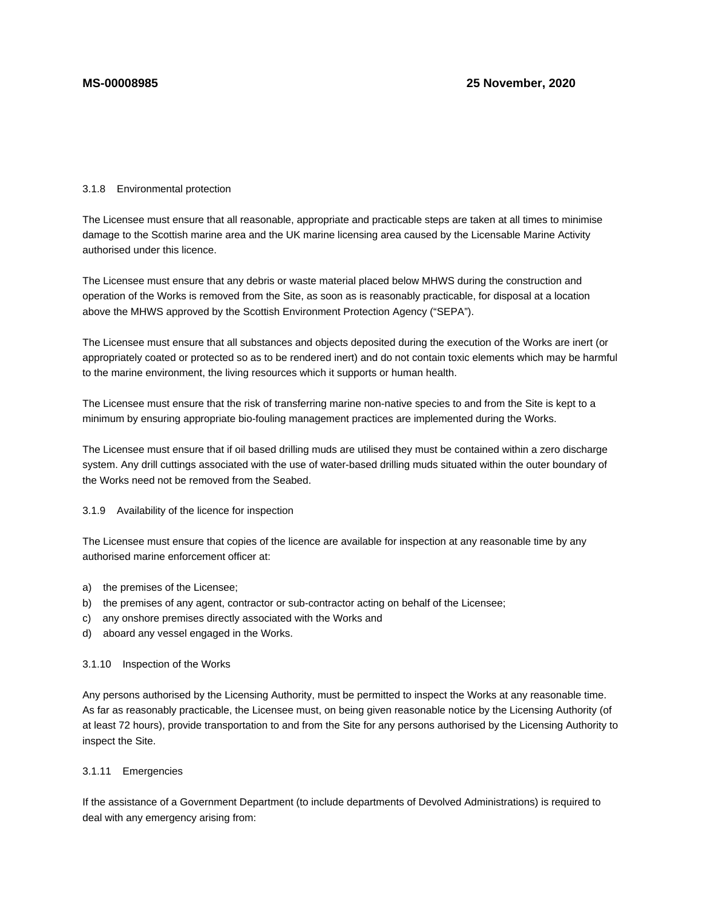3.1.8 Environmental protection

The Licensee must ensure that all reasonable, appropriate and practicable steps are taken at all times to minimise damage to the Scottish marine area and the UK marine licensing area caused by the Licensable Marine Activity authorised under this licence.

The Licensee must ensure that any debris or waste material placed below MHWS during the construction and operation of the Works is removed from the Site, as soon as is reasonably practicable, for disposal at a location above the MHWS approved by the Scottish Environment Protection Agency ("SEPA").

The Licensee must ensure that all substances and objects deposited during the execution of the Works are inert (or appropriately coated or protected so as to be rendered inert) and do not contain toxic elements which may be harmful to the marine environment, the living resources which it supports or human health.

The Licensee must ensure that the risk of transferring marine non-native species to and from the Site is kept to a minimum by ensuring appropriate bio-fouling management practices are implemented during the Works.

The Licensee must ensure that if oil based drilling muds are utilised they must be contained within a zero discharge system. Any drill cuttings associated with the use of water-based drilling muds situated within the outer boundary of the Works need not be removed from the Seabed.

3.1.9 Availability of the licence for inspection

The Licensee must ensure that copies of the licence are available for inspection at any reasonable time by any authorised marine enforcement officer at:

a) the premises of the Licensee;
b) the premises of any agent, contractor or sub-contractor acting on behalf of the Licensee;
c) any onshore premises directly associated with the Works and
d) aboard any vessel engaged in the Works.

3.1.10 Inspection of the Works

Any persons authorised by the Licensing Authority, must be permitted to inspect the Works at any reasonable time. As far as reasonably practicable, the Licensee must, on being given reasonable notice by the Licensing Authority (of at least 72 hours), provide transportation to and from the Site for any persons authorised by the Licensing Authority to inspect the Site.

3.1.11 Emergencies

If the assistance of a Government Department (to include departments of Devolved Administrations) is required to deal with any emergency arising from: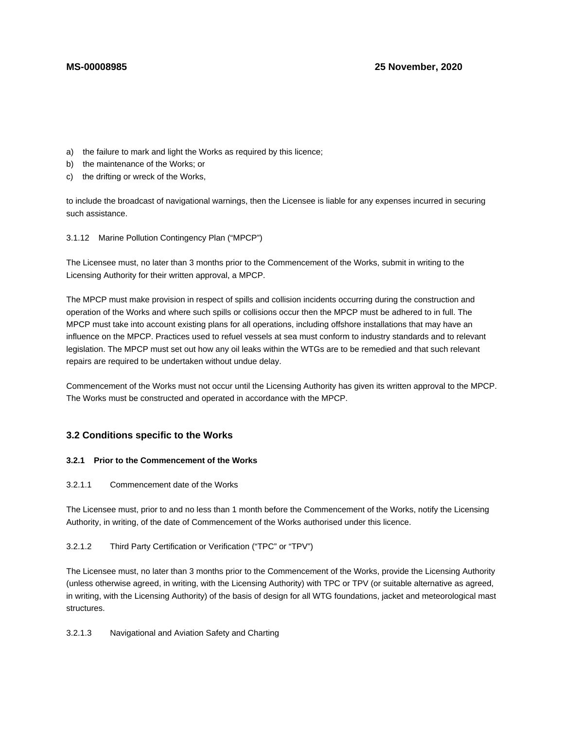a) the failure to mark and light the Works as required by this licence;
b) the maintenance of the Works; or
c) the drifting or wreck of the Works,

to include the broadcast of navigational warnings, then the Licensee is liable for any expenses incurred in securing such assistance.

3.1.12 Marine Pollution Contingency Plan ("MPCP")

The Licensee must, no later than 3 months prior to the Commencement of the Works, submit in writing to the Licensing Authority for their written approval, a MPCP.

The MPCP must make provision in respect of spills and collision incidents occurring during the construction and operation of the Works and where such spills or collisions occur then the MPCP must be adhered to in full. The MPCP must take into account existing plans for all operations, including offshore installations that may have an influence on the MPCP. Practices used to refuel vessels at sea must conform to industry standards and to relevant legislation. The MPCP must set out how any oil leaks within the WTGs are to be remedied and that such relevant repairs are required to be undertaken without undue delay.

Commencement of the Works must not occur until the Licensing Authority has given its written approval to the MPCP. The Works must be constructed and operated in accordance with the MPCP.

### 3.2 Conditions specific to the Works

#### 3.2.1 Prior to the Commencement of the Works

3.2.1.1 Commencement date of the Works

The Licensee must, prior to and no less than 1 month before the Commencement of the Works, notify the Licensing Authority, in writing, of the date of Commencement of the Works authorised under this licence.

3.2.1.2 Third Party Certification or Verification ("TPC" or "TPV")

The Licensee must, no later than 3 months prior to the Commencement of the Works, provide the Licensing Authority (unless otherwise agreed, in writing, with the Licensing Authority) with TPC or TPV (or suitable alternative as agreed, in writing, with the Licensing Authority) of the basis of design for all WTG foundations, jacket and meteorological mast structures.

3.2.1.3 Navigational and Aviation Safety and Charting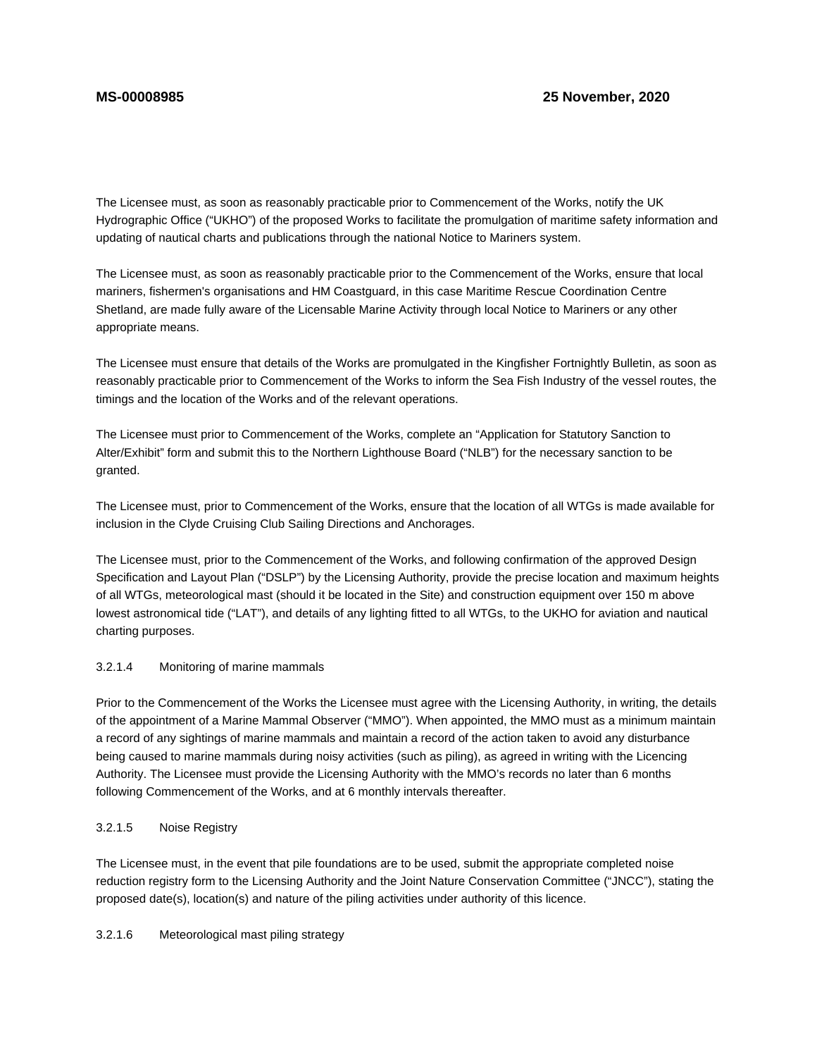The Licensee must, as soon as reasonably practicable prior to Commencement of the Works, notify the UK Hydrographic Office ("UKHO") of the proposed Works to facilitate the promulgation of maritime safety information and updating of nautical charts and publications through the national Notice to Mariners system.

The Licensee must, as soon as reasonably practicable prior to the Commencement of the Works, ensure that local mariners, fishermen's organisations and HM Coastguard, in this case Maritime Rescue Coordination Centre Shetland, are made fully aware of the Licensable Marine Activity through local Notice to Mariners or any other appropriate means.

The Licensee must ensure that details of the Works are promulgated in the Kingfisher Fortnightly Bulletin, as soon as reasonably practicable prior to Commencement of the Works to inform the Sea Fish Industry of the vessel routes, the timings and the location of the Works and of the relevant operations.

The Licensee must prior to Commencement of the Works, complete an "Application for Statutory Sanction to Alter/Exhibit" form and submit this to the Northern Lighthouse Board ("NLB") for the necessary sanction to be granted.

The Licensee must, prior to Commencement of the Works, ensure that the location of all WTGs is made available for inclusion in the Clyde Cruising Club Sailing Directions and Anchorages.

The Licensee must, prior to the Commencement of the Works, and following confirmation of the approved Design Specification and Layout Plan ("DSLP") by the Licensing Authority, provide the precise location and maximum heights of all WTGs, meteorological mast (should it be located in the Site) and construction equipment over 150 m above lowest astronomical tide ("LAT"), and details of any lighting fitted to all WTGs, to the UKHO for aviation and nautical charting purposes.

3.2.1.4 Monitoring of marine mammals

Prior to the Commencement of the Works the Licensee must agree with the Licensing Authority, in writing, the details of the appointment of a Marine Mammal Observer ("MMO"). When appointed, the MMO must as a minimum maintain a record of any sightings of marine mammals and maintain a record of the action taken to avoid any disturbance being caused to marine mammals during noisy activities (such as piling), as agreed in writing with the Licencing Authority. The Licensee must provide the Licensing Authority with the MMO's records no later than 6 months following Commencement of the Works, and at 6 monthly intervals thereafter.

3.2.1.5 Noise Registry

The Licensee must, in the event that pile foundations are to be used, submit the appropriate completed noise reduction registry form to the Licensing Authority and the Joint Nature Conservation Committee ("JNCC"), stating the proposed date(s), location(s) and nature of the piling activities under authority of this licence.

3.2.1.6 Meteorological mast piling strategy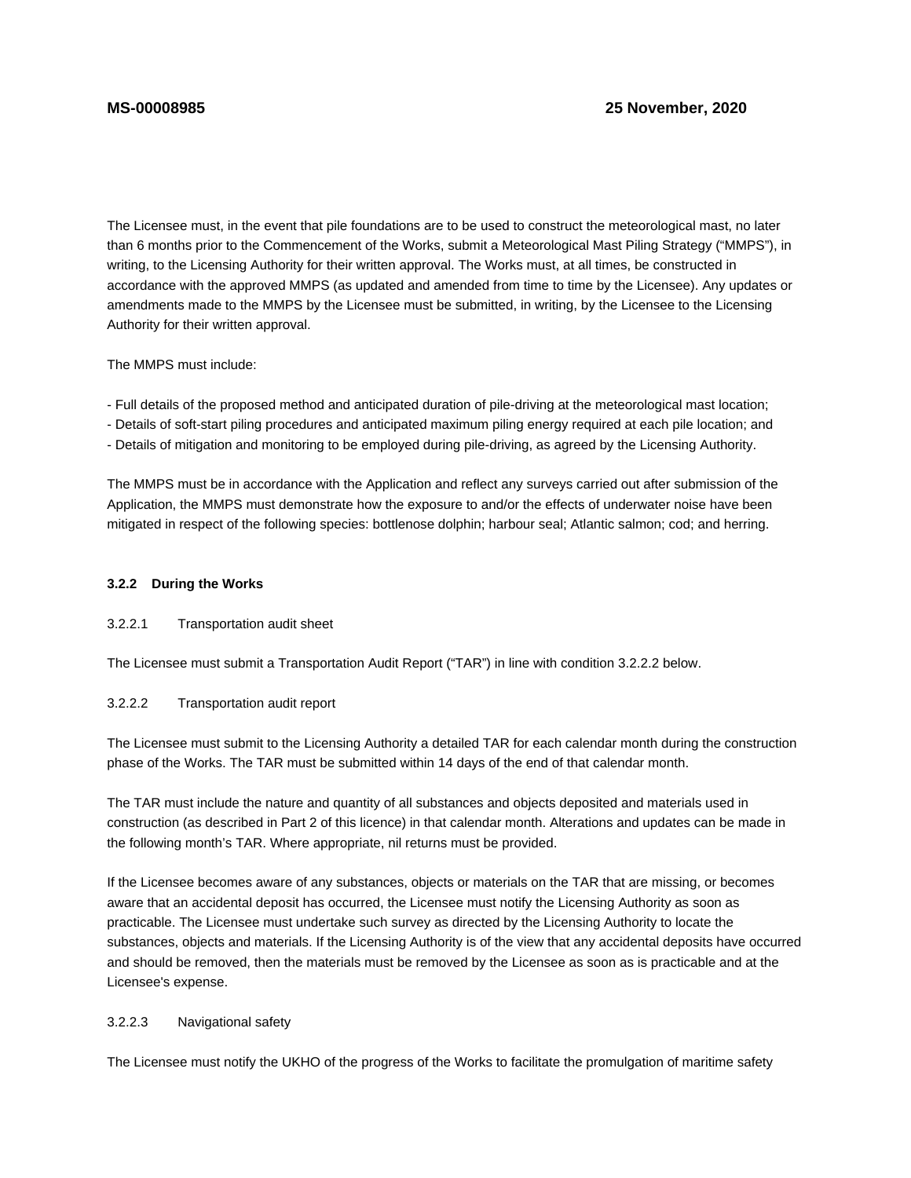The Licensee must, in the event that pile foundations are to be used to construct the meteorological mast, no later than 6 months prior to the Commencement of the Works, submit a Meteorological Mast Piling Strategy ("MMPS"), in writing, to the Licensing Authority for their written approval. The Works must, at all times, be constructed in accordance with the approved MMPS (as updated and amended from time to time by the Licensee). Any updates or amendments made to the MMPS by the Licensee must be submitted, in writing, by the Licensee to the Licensing Authority for their written approval.

The MMPS must include:

- Full details of the proposed method and anticipated duration of pile-driving at the meteorological mast location;
- Details of soft-start piling procedures and anticipated maximum piling energy required at each pile location; and
- Details of mitigation and monitoring to be employed during pile-driving, as agreed by the Licensing Authority.

The MMPS must be in accordance with the Application and reflect any surveys carried out after submission of the Application, the MMPS must demonstrate how the exposure to and/or the effects of underwater noise have been mitigated in respect of the following species: bottlenose dolphin; harbour seal; Atlantic salmon; cod; and herring.

### 3.2.2 During the Works

3.2.2.1 Transportation audit sheet

The Licensee must submit a Transportation Audit Report ("TAR") in line with condition 3.2.2.2 below.

3.2.2.2 Transportation audit report

The Licensee must submit to the Licensing Authority a detailed TAR for each calendar month during the construction phase of the Works. The TAR must be submitted within 14 days of the end of that calendar month.

The TAR must include the nature and quantity of all substances and objects deposited and materials used in construction (as described in Part 2 of this licence) in that calendar month. Alterations and updates can be made in the following month's TAR. Where appropriate, nil returns must be provided.

If the Licensee becomes aware of any substances, objects or materials on the TAR that are missing, or becomes aware that an accidental deposit has occurred, the Licensee must notify the Licensing Authority as soon as practicable. The Licensee must undertake such survey as directed by the Licensing Authority to locate the substances, objects and materials. If the Licensing Authority is of the view that any accidental deposits have occurred and should be removed, then the materials must be removed by the Licensee as soon as is practicable and at the Licensee's expense.

3.2.2.3 Navigational safety

The Licensee must notify the UKHO of the progress of the Works to facilitate the promulgation of maritime safety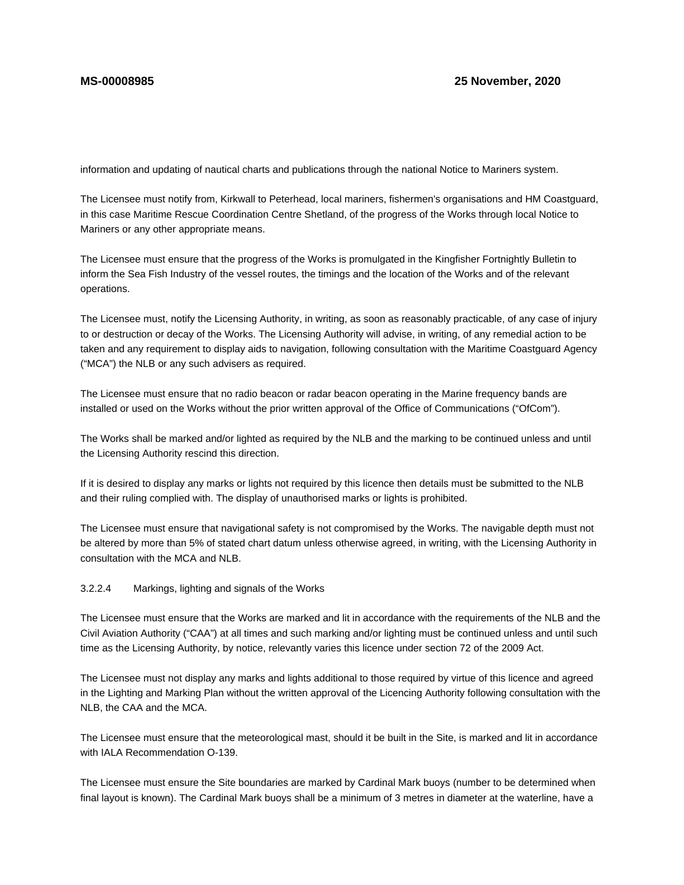information and updating of nautical charts and publications through the national Notice to Mariners system.

The Licensee must notify from, Kirkwall to Peterhead, local mariners, fishermen's organisations and HM Coastguard, in this case Maritime Rescue Coordination Centre Shetland, of the progress of the Works through local Notice to Mariners or any other appropriate means.

The Licensee must ensure that the progress of the Works is promulgated in the Kingfisher Fortnightly Bulletin to inform the Sea Fish Industry of the vessel routes, the timings and the location of the Works and of the relevant operations.

The Licensee must, notify the Licensing Authority, in writing, as soon as reasonably practicable, of any case of injury to or destruction or decay of the Works. The Licensing Authority will advise, in writing, of any remedial action to be taken and any requirement to display aids to navigation, following consultation with the Maritime Coastguard Agency ("MCA") the NLB or any such advisers as required.

The Licensee must ensure that no radio beacon or radar beacon operating in the Marine frequency bands are installed or used on the Works without the prior written approval of the Office of Communications ("OfCom").

The Works shall be marked and/or lighted as required by the NLB and the marking to be continued unless and until the Licensing Authority rescind this direction.

If it is desired to display any marks or lights not required by this licence then details must be submitted to the NLB and their ruling complied with. The display of unauthorised marks or lights is prohibited.

The Licensee must ensure that navigational safety is not compromised by the Works. The navigable depth must not be altered by more than 5% of stated chart datum unless otherwise agreed, in writing, with the Licensing Authority in consultation with the MCA and NLB.

3.2.2.4 Markings, lighting and signals of the Works

The Licensee must ensure that the Works are marked and lit in accordance with the requirements of the NLB and the Civil Aviation Authority ("CAA") at all times and such marking and/or lighting must be continued unless and until such time as the Licensing Authority, by notice, relevantly varies this licence under section 72 of the 2009 Act.

The Licensee must not display any marks and lights additional to those required by virtue of this licence and agreed in the Lighting and Marking Plan without the written approval of the Licencing Authority following consultation with the NLB, the CAA and the MCA.

The Licensee must ensure that the meteorological mast, should it be built in the Site, is marked and lit in accordance with IALA Recommendation O-139.

The Licensee must ensure the Site boundaries are marked by Cardinal Mark buoys (number to be determined when final layout is known). The Cardinal Mark buoys shall be a minimum of 3 metres in diameter at the waterline, have a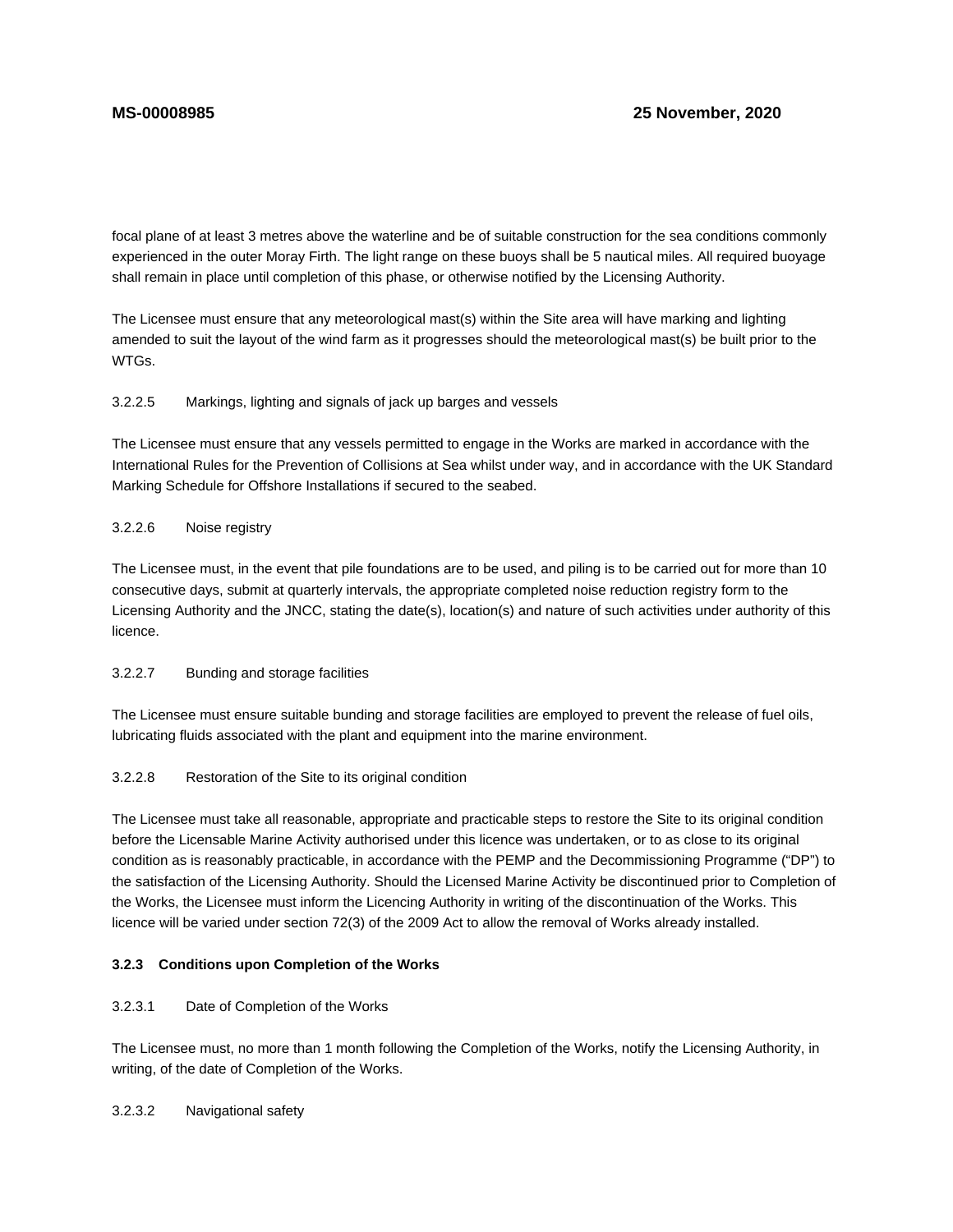focal plane of at least 3 metres above the waterline and be of suitable construction for the sea conditions commonly experienced in the outer Moray Firth. The light range on these buoys shall be 5 nautical miles. All required buoyage shall remain in place until completion of this phase, or otherwise notified by the Licensing Authority.

The Licensee must ensure that any meteorological mast(s) within the Site area will have marking and lighting amended to suit the layout of the wind farm as it progresses should the meteorological mast(s) be built prior to the WTGs.

3.2.2.5 Markings, lighting and signals of jack up barges and vessels

The Licensee must ensure that any vessels permitted to engage in the Works are marked in accordance with the International Rules for the Prevention of Collisions at Sea whilst under way, and in accordance with the UK Standard Marking Schedule for Offshore Installations if secured to the seabed.

3.2.2.6 Noise registry

The Licensee must, in the event that pile foundations are to be used, and piling is to be carried out for more than 10 consecutive days, submit at quarterly intervals, the appropriate completed noise reduction registry form to the Licensing Authority and the JNCC, stating the date(s), location(s) and nature of such activities under authority of this licence.

3.2.2.7 Bunding and storage facilities

The Licensee must ensure suitable bunding and storage facilities are employed to prevent the release of fuel oils, lubricating fluids associated with the plant and equipment into the marine environment.

3.2.2.8 Restoration of the Site to its original condition

The Licensee must take all reasonable, appropriate and practicable steps to restore the Site to its original condition before the Licensable Marine Activity authorised under this licence was undertaken, or to as close to its original condition as is reasonably practicable, in accordance with the PEMP and the Decommissioning Programme ("DP") to the satisfaction of the Licensing Authority. Should the Licensed Marine Activity be discontinued prior to Completion of the Works, the Licensee must inform the Licencing Authority in writing of the discontinuation of the Works. This licence will be varied under section 72(3) of the 2009 Act to allow the removal of Works already installed.

**3.2.3 Conditions upon Completion of the Works**

3.2.3.1 Date of Completion of the Works

The Licensee must, no more than 1 month following the Completion of the Works, notify the Licensing Authority, in writing, of the date of Completion of the Works.

3.2.3.2 Navigational safety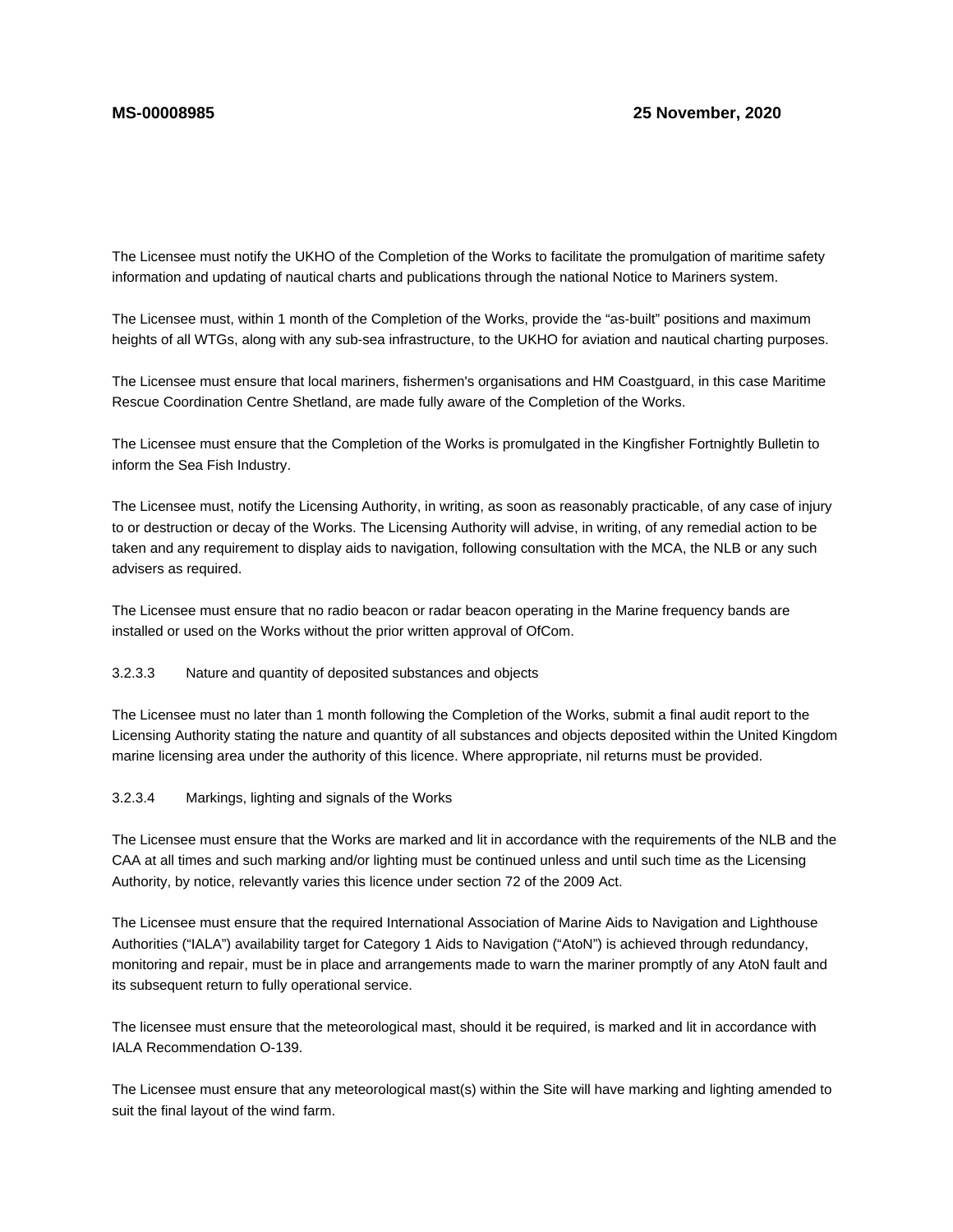The Licensee must notify the UKHO of the Completion of the Works to facilitate the promulgation of maritime safety information and updating of nautical charts and publications through the national Notice to Mariners system.

The Licensee must, within 1 month of the Completion of the Works, provide the “as-built” positions and maximum heights of all WTGs, along with any sub-sea infrastructure, to the UKHO for aviation and nautical charting purposes.

The Licensee must ensure that local mariners, fishermen's organisations and HM Coastguard, in this case Maritime Rescue Coordination Centre Shetland, are made fully aware of the Completion of the Works.

The Licensee must ensure that the Completion of the Works is promulgated in the Kingfisher Fortnightly Bulletin to inform the Sea Fish Industry.

The Licensee must, notify the Licensing Authority, in writing, as soon as reasonably practicable, of any case of injury to or destruction or decay of the Works. The Licensing Authority will advise, in writing, of any remedial action to be taken and any requirement to display aids to navigation, following consultation with the MCA, the NLB or any such advisers as required.

The Licensee must ensure that no radio beacon or radar beacon operating in the Marine frequency bands are installed or used on the Works without the prior written approval of OfCom.

3.2.3.3 Nature and quantity of deposited substances and objects

The Licensee must no later than 1 month following the Completion of the Works, submit a final audit report to the Licensing Authority stating the nature and quantity of all substances and objects deposited within the United Kingdom marine licensing area under the authority of this licence. Where appropriate, nil returns must be provided.

3.2.3.4 Markings, lighting and signals of the Works

The Licensee must ensure that the Works are marked and lit in accordance with the requirements of the NLB and the CAA at all times and such marking and/or lighting must be continued unless and until such time as the Licensing Authority, by notice, relevantly varies this licence under section 72 of the 2009 Act.

The Licensee must ensure that the required International Association of Marine Aids to Navigation and Lighthouse Authorities (“IALA”) availability target for Category 1 Aids to Navigation (“AtoN”) is achieved through redundancy, monitoring and repair, must be in place and arrangements made to warn the mariner promptly of any AtoN fault and its subsequent return to fully operational service.

The licensee must ensure that the meteorological mast, should it be required, is marked and lit in accordance with IALA Recommendation O-139.

The Licensee must ensure that any meteorological mast(s) within the Site will have marking and lighting amended to suit the final layout of the wind farm.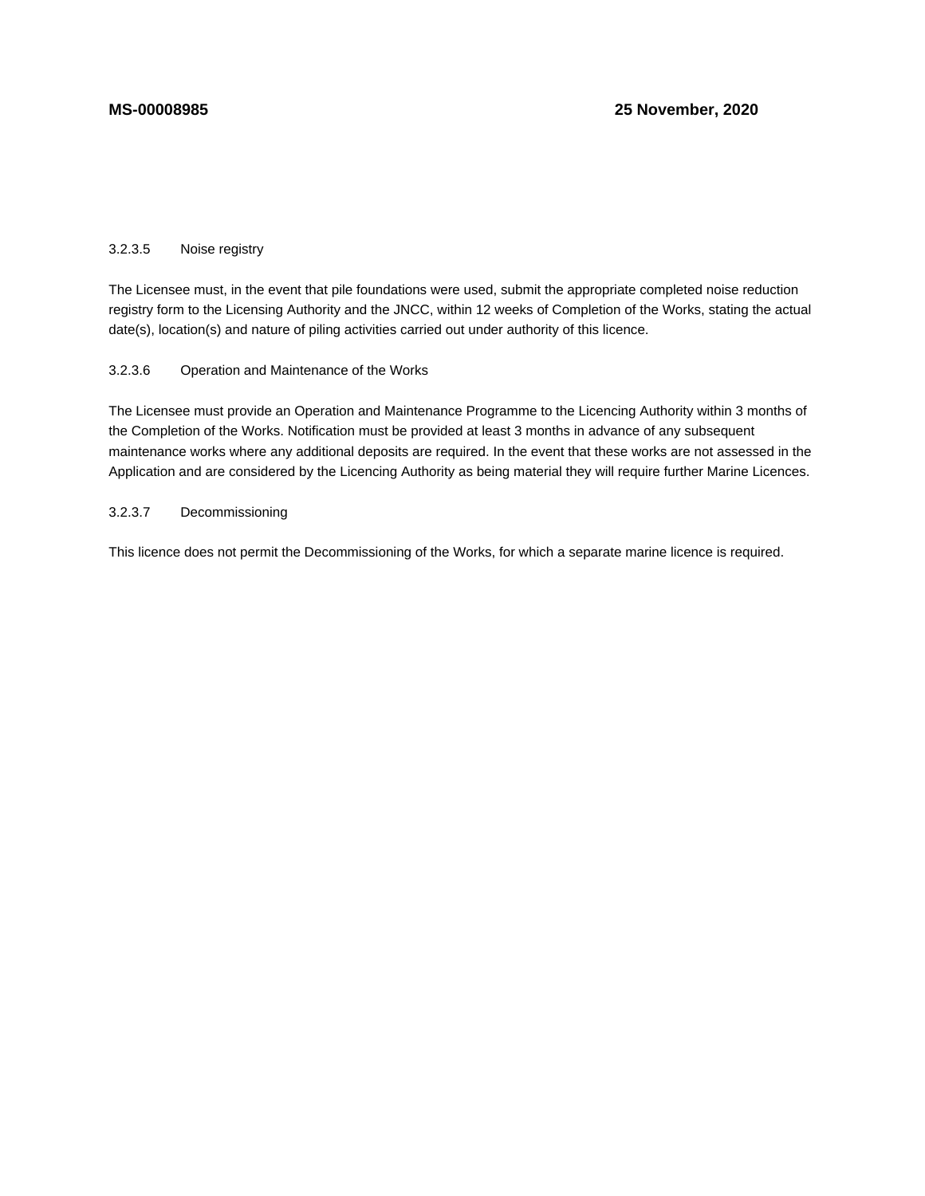3.2.3.5 Noise registry

The Licensee must, in the event that pile foundations were used, submit the appropriate completed noise reduction registry form to the Licensing Authority and the JNCC, within 12 weeks of Completion of the Works, stating the actual date(s), location(s) and nature of piling activities carried out under authority of this licence.

3.2.3.6 Operation and Maintenance of the Works

The Licensee must provide an Operation and Maintenance Programme to the Licencing Authority within 3 months of the Completion of the Works. Notification must be provided at least 3 months in advance of any subsequent maintenance works where any additional deposits are required. In the event that these works are not assessed in the Application and are considered by the Licencing Authority as being material they will require further Marine Licences.

3.2.3.7 Decommissioning

This licence does not permit the Decommissioning of the Works, for which a separate marine licence is required.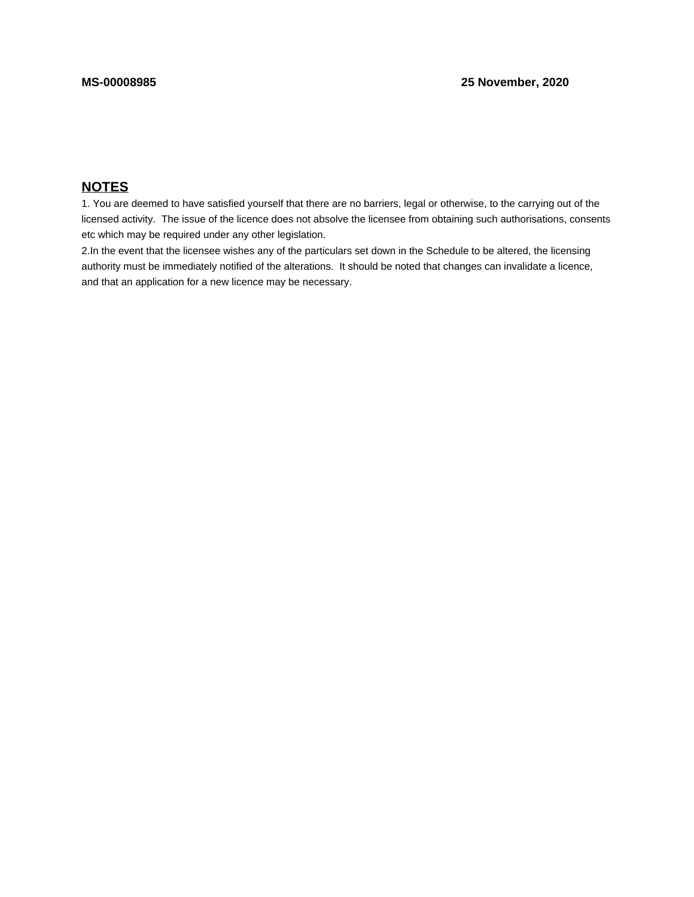**MS-00008985** **25 November, 2020**

## NOTES

1. You are deemed to have satisfied yourself that there are no barriers, legal or otherwise, to the carrying out of the licensed activity. The issue of the licence does not absolve the licensee from obtaining such authorisations, consents etc which may be required under any other legislation.
2. In the event that the licensee wishes any of the particulars set down in the Schedule to be altered, the licensing authority must be immediately notified of the alterations. It should be noted that changes can invalidate a licence, and that an application for a new licence may be necessary.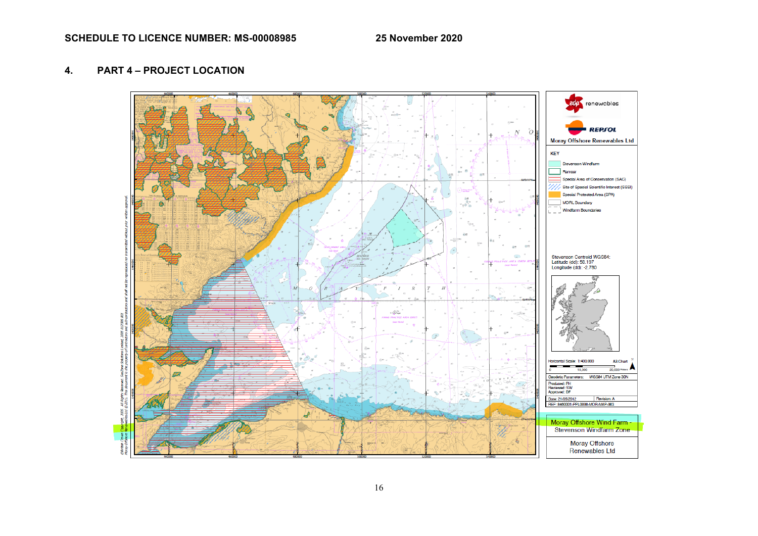SCHEDULE TO LICENCE NUMBER: MS-00008985 25 November 2020

## 4. PART 4 – PROJECT LOCATION

renewables

REPSOL

Moray Offshore Renewables Ltd

KEY

Stevenson Windfarm

Ramsar

Special Area of Conservation (SAC)

Site of Special Scientific Interest (SSSI)

Special Protected Area (SPA)

MORL Boundary

Windfarm Boundaries

Stevenson Centroid WGS84:
Latitude (dd): 58.197
Longitude (dd): -2.760

Horizontal Scale: 1:400,000 A3 Chart

0 10,000 20,000 Metres

Geodetic Parameters: WGS84 UTM Zone 30N

Produced: PH
Reviewed: SW
Approved: DF

Date: 21/05/2012 Revision: A

REF: 8460001-PPL0000-MOR-MAP-003

Moray Offshore Wind Farm - Stevenson Windfarm Zone

Moray Offshore Renewables Ltd